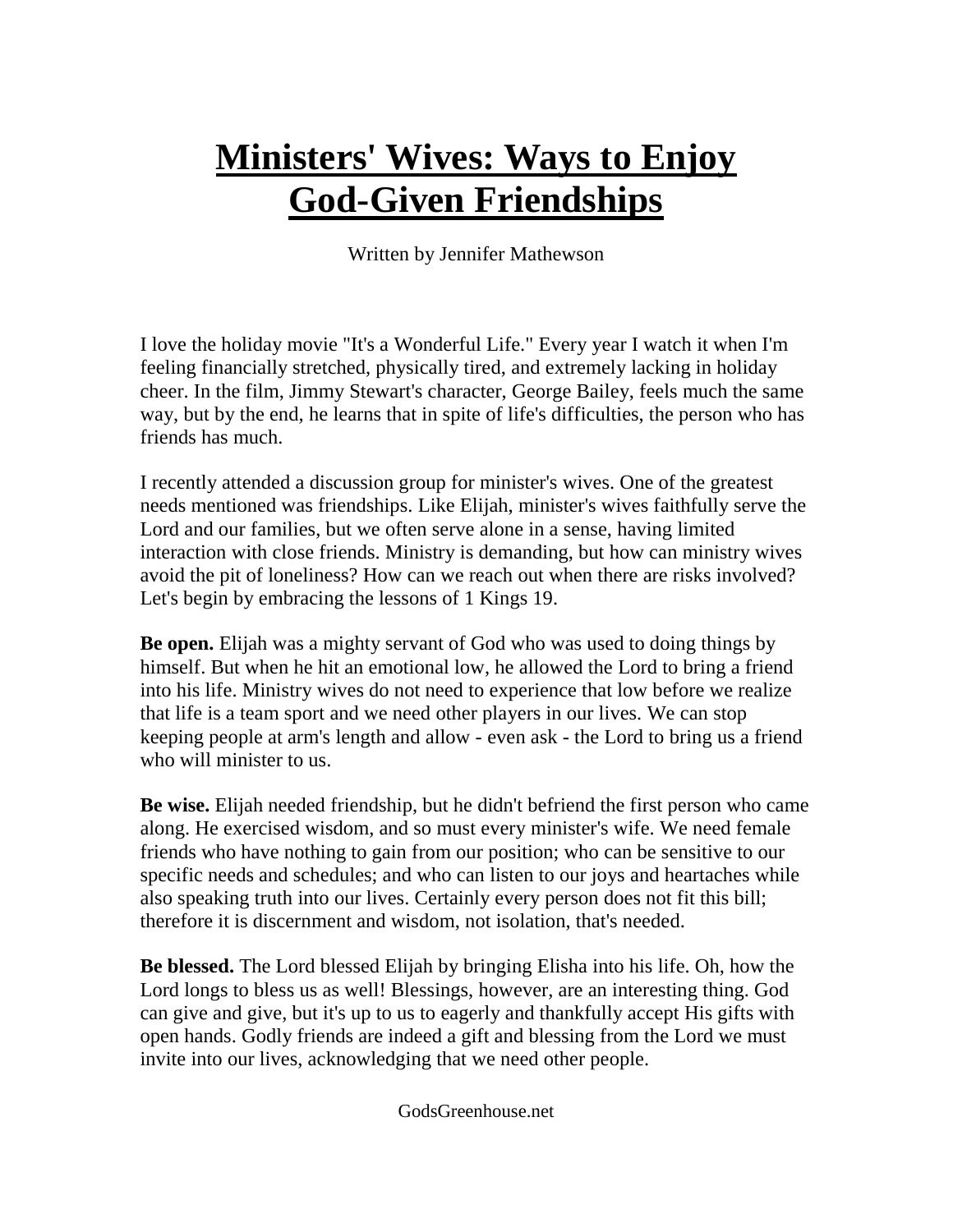# Ministers' Wives: Ways to Enjoy God-Given Friendships

Written by Jennifer Mathewson

I love the holiday movie "It's a Wonderful Life." Every year I watch it when I'm feeling financially stretched, physically tired, and extremely lacking in holiday cheer. In the film, Jimmy Stewart's character, George Bailey, feels much the same way, but by the end, he learns that in spite of life's difficulties, the person who has friends has much.

I recently attended a discussion group for minister's wives. One of the greatest needs mentioned was friendships. Like Elijah, minister's wives faithfully serve the Lord and our families, but we often serve alone in a sense, having limited interaction with close friends. Ministry is demanding, but how can ministry wives avoid the pit of loneliness? How can we reach out when there are risks involved? Let's begin by embracing the lessons of 1 Kings 19.

**Be open.** Elijah was a mighty servant of God who was used to doing things by himself. But when he hit an emotional low, he allowed the Lord to bring a friend into his life. Ministry wives do not need to experience that low before we realize that life is a team sport and we need other players in our lives. We can stop keeping people at arm's length and allow - even ask - the Lord to bring us a friend who will minister to us.

**Be wise.** Elijah needed friendship, but he didn't befriend the first person who came along. He exercised wisdom, and so must every minister's wife. We need female friends who have nothing to gain from our position; who can be sensitive to our specific needs and schedules; and who can listen to our joys and heartaches while also speaking truth into our lives. Certainly every person does not fit this bill; therefore it is discernment and wisdom, not isolation, that's needed.

**Be blessed.** The Lord blessed Elijah by bringing Elisha into his life. Oh, how the Lord longs to bless us as well! Blessings, however, are an interesting thing. God can give and give, but it's up to us to eagerly and thankfully accept His gifts with open hands. Godly friends are indeed a gift and blessing from the Lord we must invite into our lives, acknowledging that we need other people.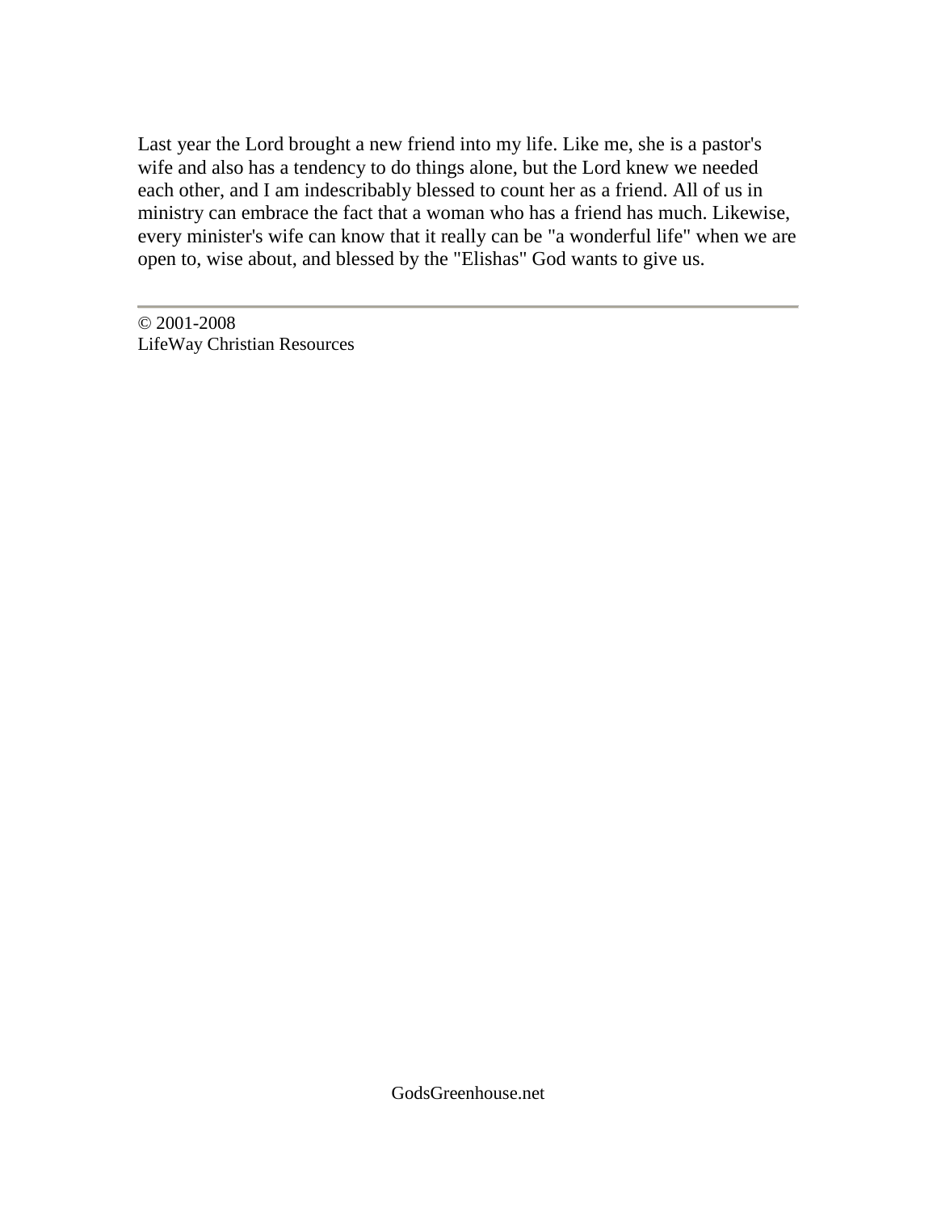Last year the Lord brought a new friend into my life. Like me, she is a pastor's wife and also has a tendency to do things alone, but the Lord knew we needed each other, and I am indescribably blessed to count her as a friend. All of us in ministry can embrace the fact that a woman who has a friend has much. Likewise, every minister's wife can know that it really can be "a wonderful life" when we are open to, wise about, and blessed by the "Elishas" God wants to give us.

---

© 2001-2008
LifeWay Christian Resources